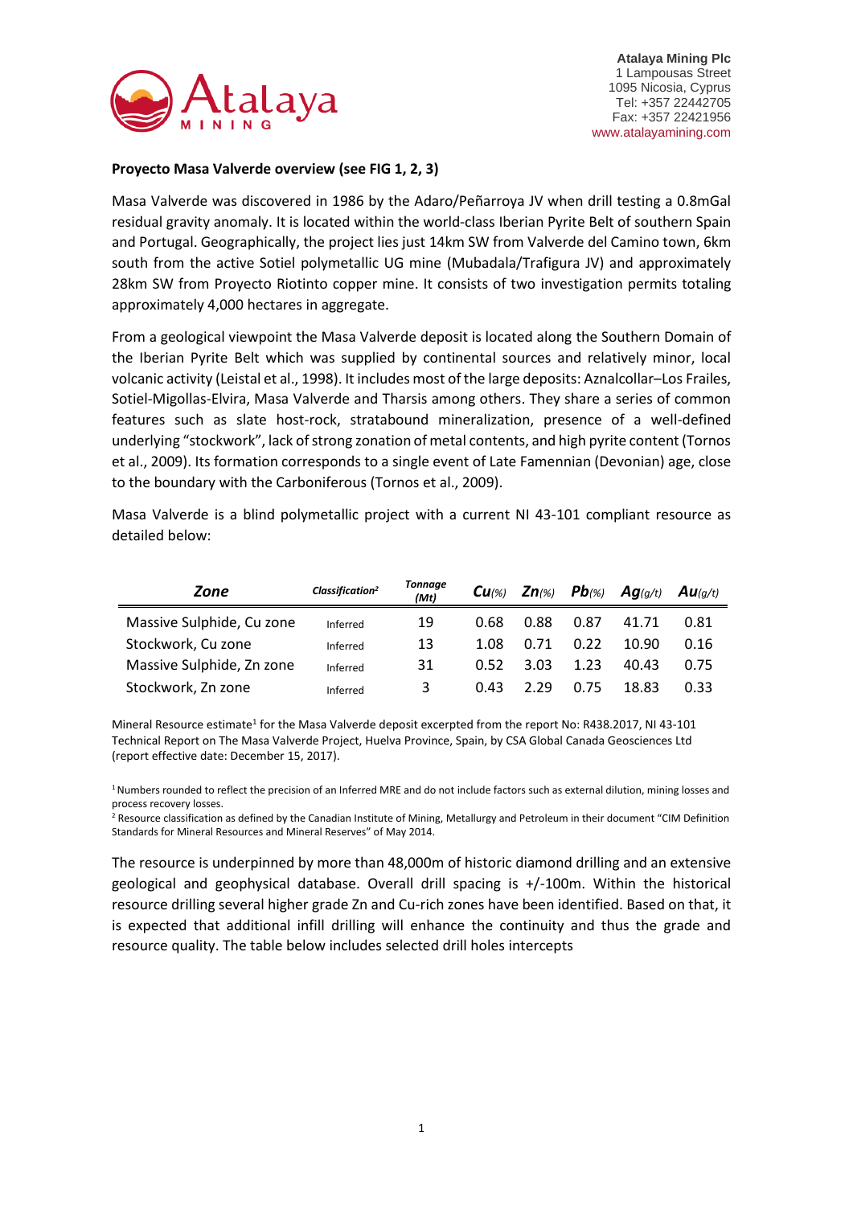**Atalaya Mining Plc**
1 Lampousas Street
1095 Nicosia, Cyprus
Tel: +357 22442705
Fax: +357 22421956
www.atalayamining.com

**Proyecto Masa Valverde overview (see FIG 1, 2, 3)**

Masa Valverde was discovered in 1986 by the Adaro/Peñarroya JV when drill testing a 0.8mGal residual gravity anomaly. It is located within the world-class Iberian Pyrite Belt of southern Spain and Portugal. Geographically, the project lies just 14km SW from Valverde del Camino town, 6km south from the active Sotiel polymetallic UG mine (Mubadala/Trafigura JV) and approximately 28km SW from Proyecto Riotinto copper mine. It consists of two investigation permits totaling approximately 4,000 hectares in aggregate.

From a geological viewpoint the Masa Valverde deposit is located along the Southern Domain of the Iberian Pyrite Belt which was supplied by continental sources and relatively minor, local volcanic activity (Leistal et al., 1998). It includes most of the large deposits: Aznalcollar–Los Frailes, Sotiel-Migollas-Elvira, Masa Valverde and Tharsis among others. They share a series of common features such as slate host-rock, stratabound mineralization, presence of a well-defined underlying "stockwork", lack of strong zonation of metal contents, and high pyrite content (Tornos et al., 2009). Its formation corresponds to a single event of Late Famennian (Devonian) age, close to the boundary with the Carboniferous (Tornos et al., 2009).

Masa Valverde is a blind polymetallic project with a current NI 43-101 compliant resource as detailed below:

| Zone | Classification[2] | Tonnage (Mt) | Cu(%) | Zn(%) | Pb(%) | Ag(g/t) | Au(g/t) |
|---|---|---|---|---|---|---|---|
| Massive Sulphide, Cu zone | Inferred | 19 | 0.68 | 0.88 | 0.87 | 41.71 | 0.81 |
| Stockwork, Cu zone | Inferred | 13 | 1.08 | 0.71 | 0.22 | 10.90 | 0.16 |
| Massive Sulphide, Zn zone | Inferred | 31 | 0.52 | 3.03 | 1.23 | 40.43 | 0.75 |
| Stockwork, Zn zone | Inferred | 3 | 0.43 | 2.29 | 0.75 | 18.83 | 0.33 |

Mineral Resource estimate[1] for the Masa Valverde deposit excerpted from the report No: R438.2017, NI 43-101 Technical Report on The Masa Valverde Project, Huelva Province, Spain, by CSA Global Canada Geosciences Ltd (report effective date: December 15, 2017).

[1] Numbers rounded to reflect the precision of an Inferred MRE and do not include factors such as external dilution, mining losses and process recovery losses.
[2] Resource classification as defined by the Canadian Institute of Mining, Metallurgy and Petroleum in their document "CIM Definition Standards for Mineral Resources and Mineral Reserves" of May 2014.

The resource is underpinned by more than 48,000m of historic diamond drilling and an extensive geological and geophysical database. Overall drill spacing is +/-100m. Within the historical resource drilling several higher grade Zn and Cu-rich zones have been identified. Based on that, it is expected that additional infill drilling will enhance the continuity and thus the grade and resource quality. The table below includes selected drill holes intercepts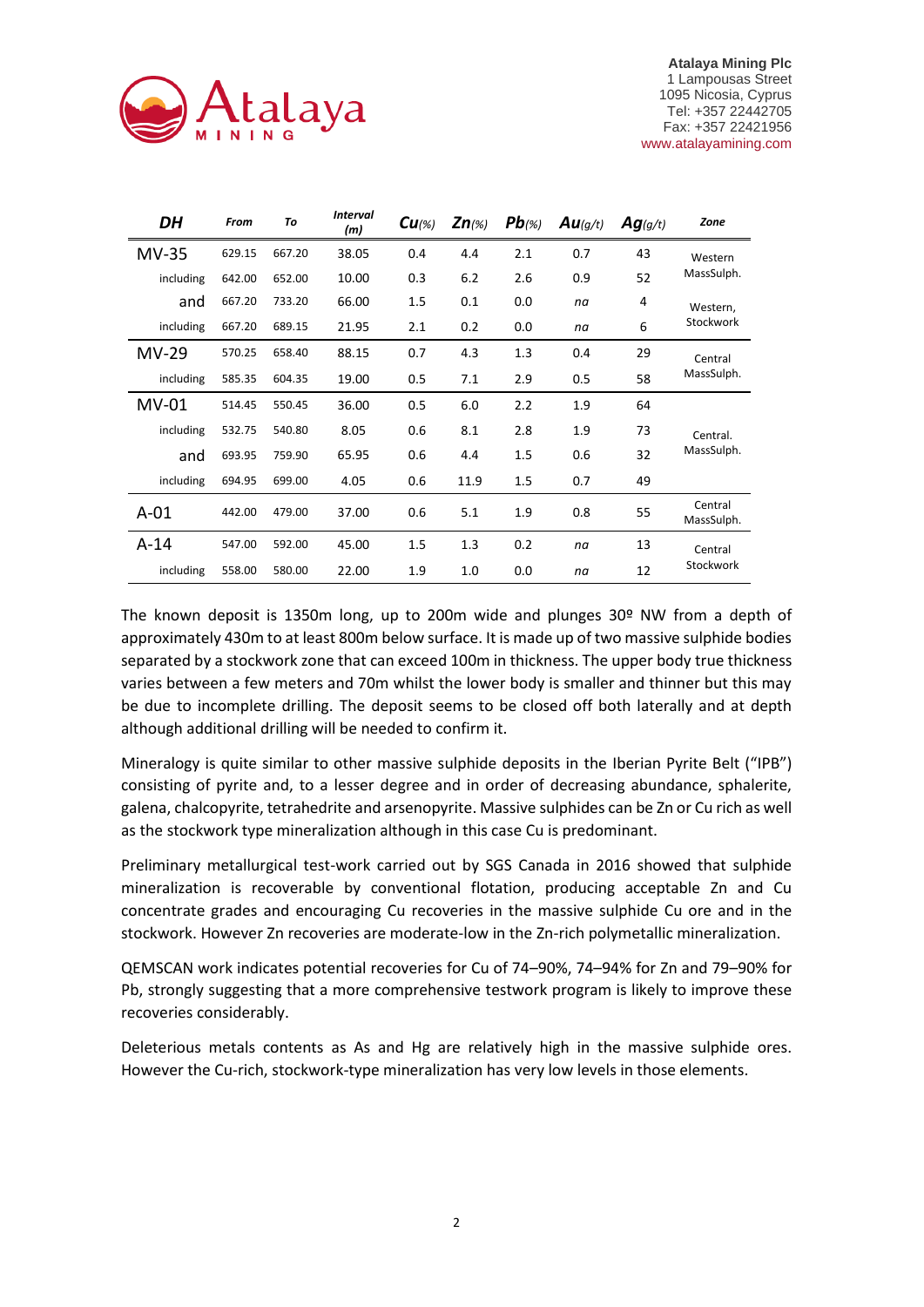| DH | From | To | Interval (m) | Cu(%) | Zn(%) | Pb(%) | Au(g/t) | Ag(g/t) | Zone |
|---|---|---|---|---|---|---|---|---|---|
| MV-35 | 629.15 | 667.20 | 38.05 | 0.4 | 4.4 | 2.1 | 0.7 | 43 | Western MassSulph. |
| including | 642.00 | 652.00 | 10.00 | 0.3 | 6.2 | 2.6 | 0.9 | 52 | |
| and | 667.20 | 733.20 | 66.00 | 1.5 | 0.1 | 0.0 | na | 4 | Western, Stockwork |
| including | 667.20 | 689.15 | 21.95 | 2.1 | 0.2 | 0.0 | na | 6 | |
| MV-29 | 570.25 | 658.40 | 88.15 | 0.7 | 4.3 | 1.3 | 0.4 | 29 | Central MassSulph. |
| including | 585.35 | 604.35 | 19.00 | 0.5 | 7.1 | 2.9 | 0.5 | 58 | |
| MV-01 | 514.45 | 550.45 | 36.00 | 0.5 | 6.0 | 2.2 | 1.9 | 64 | Central. MassSulph. |
| including | 532.75 | 540.80 | 8.05 | 0.6 | 8.1 | 2.8 | 1.9 | 73 | |
| and | 693.95 | 759.90 | 65.95 | 0.6 | 4.4 | 1.5 | 0.6 | 32 | |
| including | 694.95 | 699.00 | 4.05 | 0.6 | 11.9 | 1.5 | 0.7 | 49 | |
| A-01 | 442.00 | 479.00 | 37.00 | 0.6 | 5.1 | 1.9 | 0.8 | 55 | Central MassSulph. |
| A-14 | 547.00 | 592.00 | 45.00 | 1.5 | 1.3 | 0.2 | na | 13 | Central Stockwork |
| including | 558.00 | 580.00 | 22.00 | 1.9 | 1.0 | 0.0 | na | 12 | |

The known deposit is 1350m long, up to 200m wide and plunges 30º NW from a depth of approximately 430m to at least 800m below surface. It is made up of two massive sulphide bodies separated by a stockwork zone that can exceed 100m in thickness. The upper body true thickness varies between a few meters and 70m whilst the lower body is smaller and thinner but this may be due to incomplete drilling. The deposit seems to be closed off both laterally and at depth although additional drilling will be needed to confirm it.

Mineralogy is quite similar to other massive sulphide deposits in the Iberian Pyrite Belt ("IPB") consisting of pyrite and, to a lesser degree and in order of decreasing abundance, sphalerite, galena, chalcopyrite, tetrahedrite and arsenopyrite. Massive sulphides can be Zn or Cu rich as well as the stockwork type mineralization although in this case Cu is predominant.

Preliminary metallurgical test-work carried out by SGS Canada in 2016 showed that sulphide mineralization is recoverable by conventional flotation, producing acceptable Zn and Cu concentrate grades and encouraging Cu recoveries in the massive sulphide Cu ore and in the stockwork. However Zn recoveries are moderate-low in the Zn-rich polymetallic mineralization.

QEMSCAN work indicates potential recoveries for Cu of 74–90%, 74–94% for Zn and 79–90% for Pb, strongly suggesting that a more comprehensive testwork program is likely to improve these recoveries considerably.

Deleterious metals contents as As and Hg are relatively high in the massive sulphide ores. However the Cu-rich, stockwork-type mineralization has very low levels in those elements.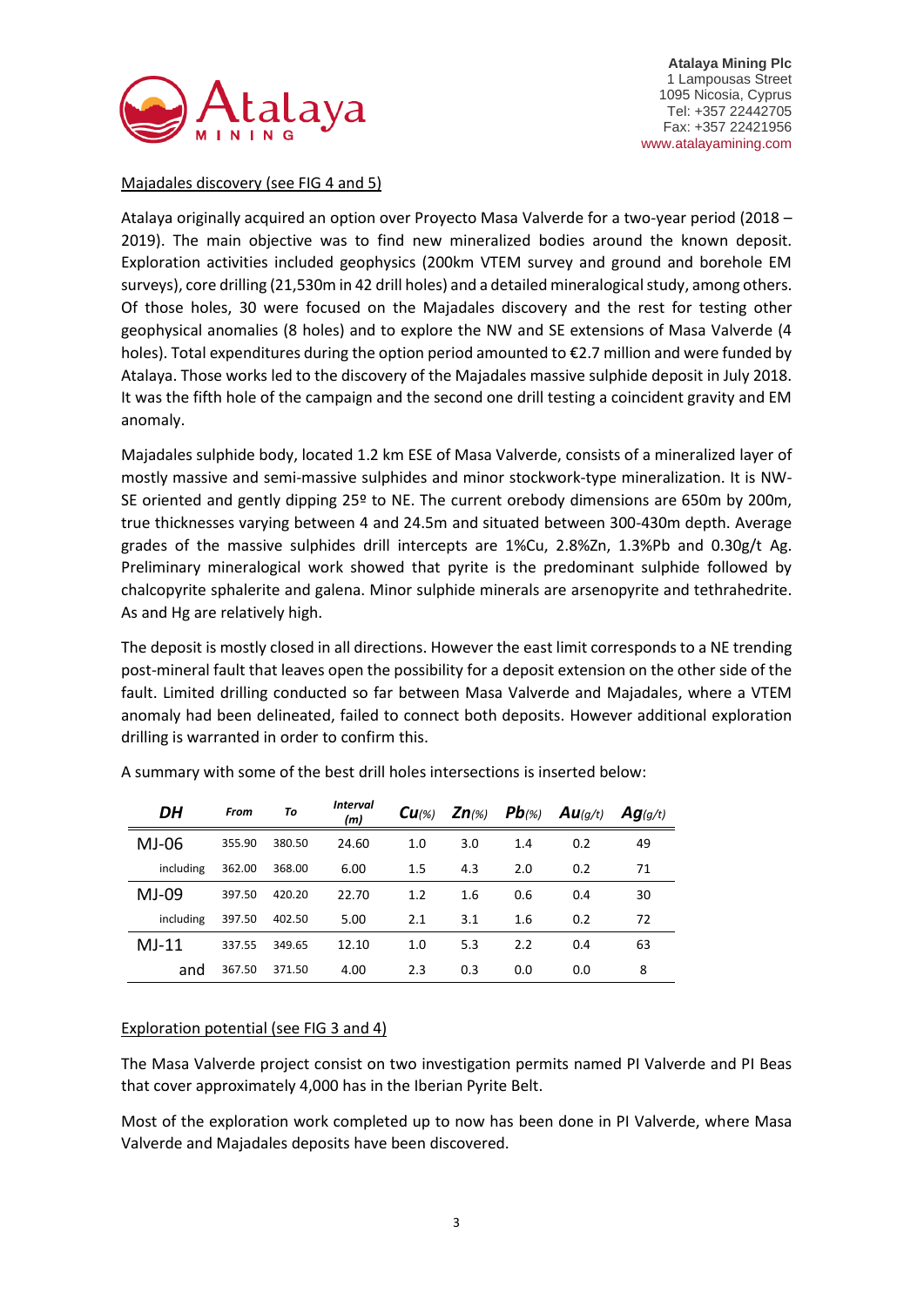Majadales discovery (see FIG 4 and 5)

Atalaya originally acquired an option over Proyecto Masa Valverde for a two-year period (2018 – 2019). The main objective was to find new mineralized bodies around the known deposit. Exploration activities included geophysics (200km VTEM survey and ground and borehole EM surveys), core drilling (21,530m in 42 drill holes) and a detailed mineralogical study, among others. Of those holes, 30 were focused on the Majadales discovery and the rest for testing other geophysical anomalies (8 holes) and to explore the NW and SE extensions of Masa Valverde (4 holes). Total expenditures during the option period amounted to €2.7 million and were funded by Atalaya. Those works led to the discovery of the Majadales massive sulphide deposit in July 2018. It was the fifth hole of the campaign and the second one drill testing a coincident gravity and EM anomaly.

Majadales sulphide body, located 1.2 km ESE of Masa Valverde, consists of a mineralized layer of mostly massive and semi-massive sulphides and minor stockwork-type mineralization. It is NW-SE oriented and gently dipping 25º to NE. The current orebody dimensions are 650m by 200m, true thicknesses varying between 4 and 24.5m and situated between 300-430m depth. Average grades of the massive sulphides drill intercepts are 1%Cu, 2.8%Zn, 1.3%Pb and 0.30g/t Ag. Preliminary mineralogical work showed that pyrite is the predominant sulphide followed by chalcopyrite sphalerite and galena. Minor sulphide minerals are arsenopyrite and tethrahedrite. As and Hg are relatively high.

The deposit is mostly closed in all directions. However the east limit corresponds to a NE trending post-mineral fault that leaves open the possibility for a deposit extension on the other side of the fault. Limited drilling conducted so far between Masa Valverde and Majadales, where a VTEM anomaly had been delineated, failed to connect both deposits. However additional exploration drilling is warranted in order to confirm this.

A summary with some of the best drill holes intersections is inserted below:

| DH | From | To | Interval (m) | Cu(%) | Zn(%) | Pb(%) | Au(g/t) | Ag(g/t) |
|---|---|---|---|---|---|---|---|---|
| MJ-06 | 355.90 | 380.50 | 24.60 | 1.0 | 3.0 | 1.4 | 0.2 | 49 |
| including | 362.00 | 368.00 | 6.00 | 1.5 | 4.3 | 2.0 | 0.2 | 71 |
| MJ-09 | 397.50 | 420.20 | 22.70 | 1.2 | 1.6 | 0.6 | 0.4 | 30 |
| including | 397.50 | 402.50 | 5.00 | 2.1 | 3.1 | 1.6 | 0.2 | 72 |
| MJ-11 | 337.55 | 349.65 | 12.10 | 1.0 | 5.3 | 2.2 | 0.4 | 63 |
| and | 367.50 | 371.50 | 4.00 | 2.3 | 0.3 | 0.0 | 0.0 | 8 |

Exploration potential (see FIG 3 and 4)

The Masa Valverde project consist on two investigation permits named PI Valverde and PI Beas that cover approximately 4,000 has in the Iberian Pyrite Belt.

Most of the exploration work completed up to now has been done in PI Valverde, where Masa Valverde and Majadales deposits have been discovered.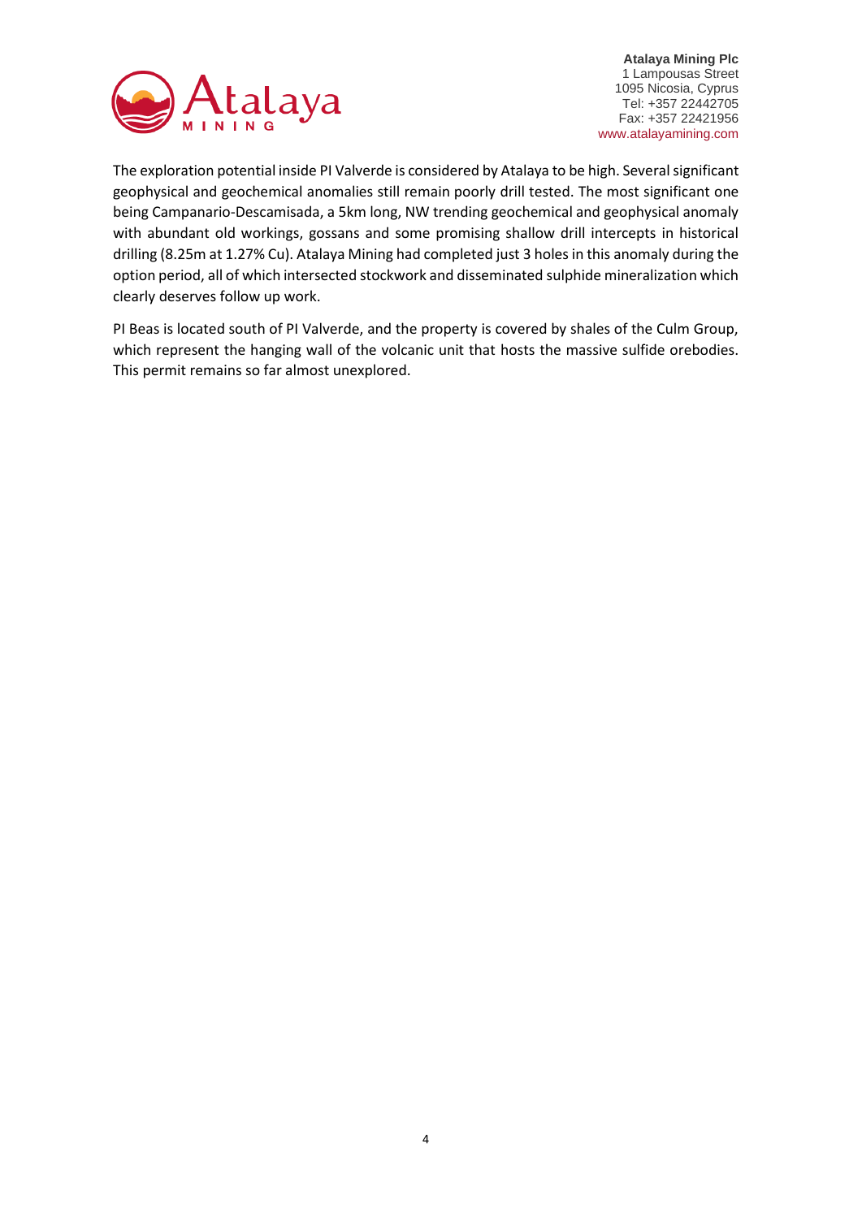The exploration potential inside PI Valverde is considered by Atalaya to be high. Several significant geophysical and geochemical anomalies still remain poorly drill tested. The most significant one being Campanario-Descamisada, a 5km long, NW trending geochemical and geophysical anomaly with abundant old workings, gossans and some promising shallow drill intercepts in historical drilling (8.25m at 1.27% Cu). Atalaya Mining had completed just 3 holes in this anomaly during the option period, all of which intersected stockwork and disseminated sulphide mineralization which clearly deserves follow up work.

PI Beas is located south of PI Valverde, and the property is covered by shales of the Culm Group, which represent the hanging wall of the volcanic unit that hosts the massive sulfide orebodies. This permit remains so far almost unexplored.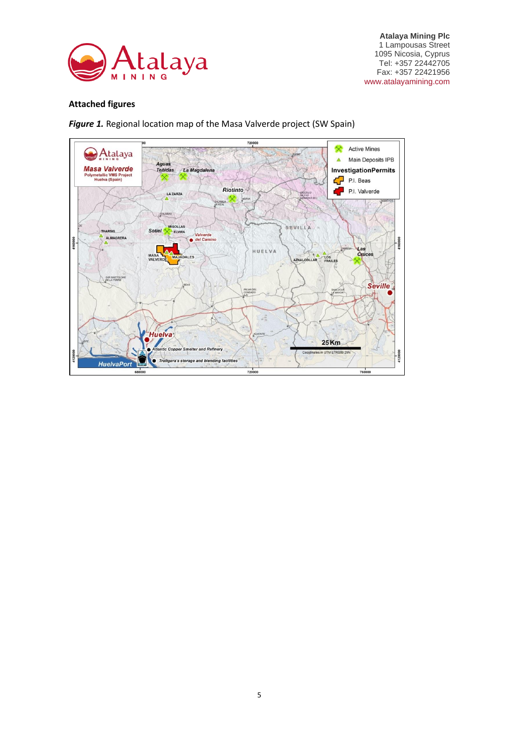**Attached figures**

***Figure 1.*** Regional location map of the Masa Valverde project (SW Spain)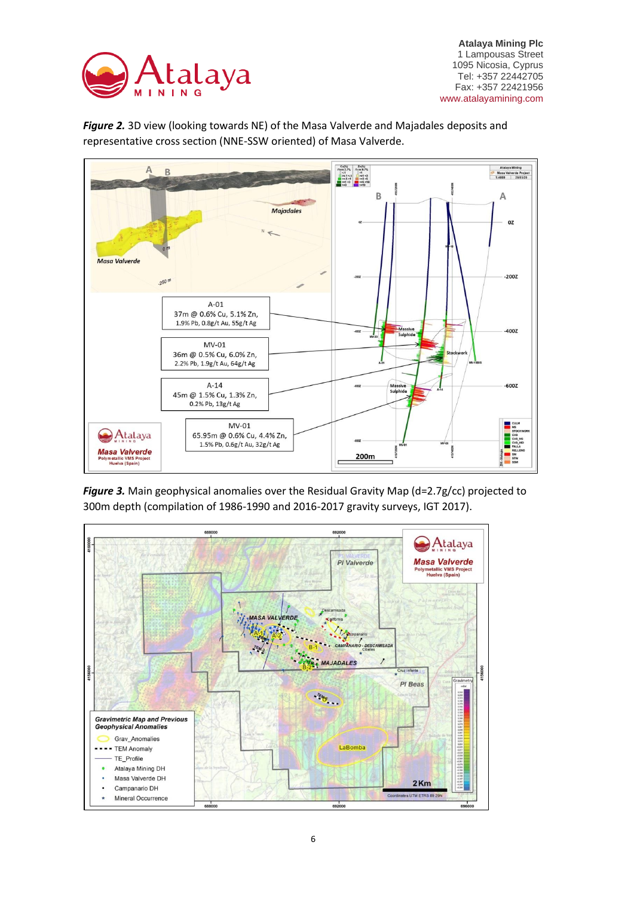***Figure 2.*** 3D view (looking towards NE) of the Masa Valverde and Majadales deposits and representative cross section (NNE-SSW oriented) of Masa Valverde.

| A-01 |
|---|
| 37m @ 0.6% Cu, 5.1% Zn, 1.9% Pb, 0.8g/t Au, 55g/t Ag |

| MV-01 |
|---|
| 36m @ 0.5% Cu, 6.0% Zn, 2.2% Pb, 1.9g/t Au, 64g/t Ag |

| A-14 |
|---|
| 45m @ 1.5% Cu, 1.3% Zn, 0.2% Pb, 13g/t Ag |

| MV-01 |
|---|
| 65.95m @ 0.6% Cu, 4.4% Zn, 1.5% Pb, 0.6g/t Au, 32g/t Ag |

***Figure 3.*** Main geophysical anomalies over the Residual Gravity Map (d=2.7g/cc) projected to 300m depth (compilation of 1986-1990 and 2016-2017 gravity surveys, IGT 2017).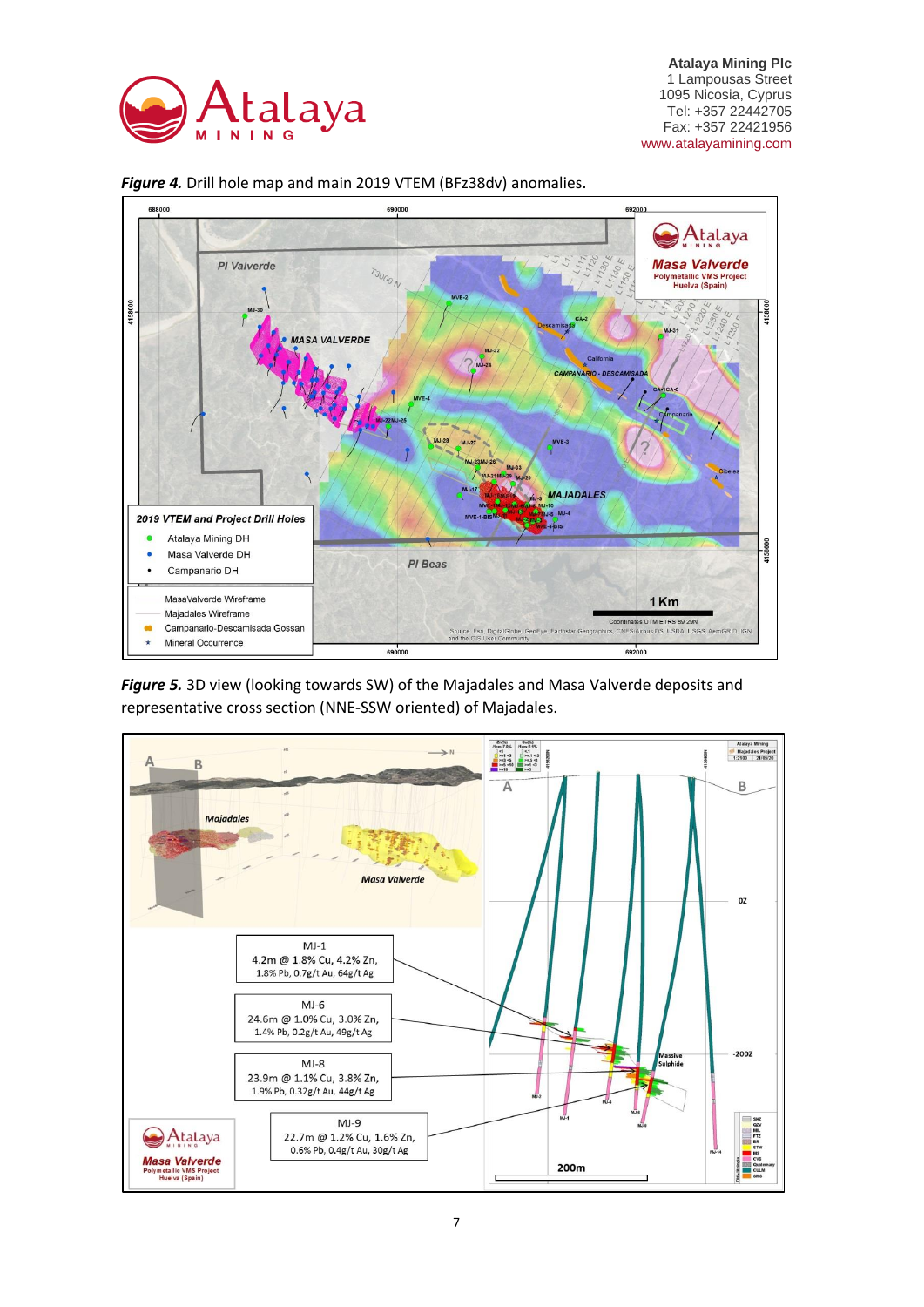***Figure 4.*** Drill hole map and main 2019 VTEM (BFz38dv) anomalies.

***Figure 5.*** 3D view (looking towards SW) of the Majadales and Masa Valverde deposits and representative cross section (NNE-SSW oriented) of Majadales.

MJ-1
4.2m @ 1.8% Cu, 4.2% Zn,
1.8% Pb, 0.7g/t Au, 64g/t Ag

MJ-6
24.6m @ 1.0% Cu, 3.0% Zn,
1.4% Pb, 0.2g/t Au, 49g/t Ag

MJ-8
23.9m @ 1.1% Cu, 3.8% Zn,
1.9% Pb, 0.32g/t Au, 44g/t Ag

MJ-9
22.7m @ 1.2% Cu, 1.6% Zn,
0.6% Pb, 0.4g/t Au, 30g/t Ag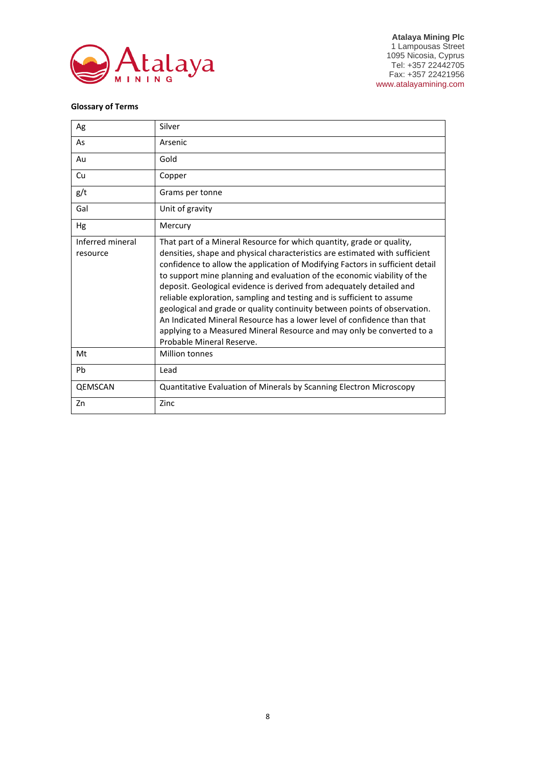Atalaya Mining Plc
1 Lampousas Street
1095 Nicosia, Cyprus
Tel: +357 22442705
Fax: +357 22421956
www.atalayamining.com

**Glossary of Terms**

| | |
|---|---|
| Ag | Silver |
| As | Arsenic |
| Au | Gold |
| Cu | Copper |
| g/t | Grams per tonne |
| Gal | Unit of gravity |
| Hg | Mercury |
| Inferred mineral resource | That part of a Mineral Resource for which quantity, grade or quality, densities, shape and physical characteristics are estimated with sufficient confidence to allow the application of Modifying Factors in sufficient detail to support mine planning and evaluation of the economic viability of the deposit. Geological evidence is derived from adequately detailed and reliable exploration, sampling and testing and is sufficient to assume geological and grade or quality continuity between points of observation. An Indicated Mineral Resource has a lower level of confidence than that applying to a Measured Mineral Resource and may only be converted to a Probable Mineral Reserve. |
| Mt | Million tonnes |
| Pb | Lead |
| QEMSCAN | Quantitative Evaluation of Minerals by Scanning Electron Microscopy |
| Zn | Zinc |